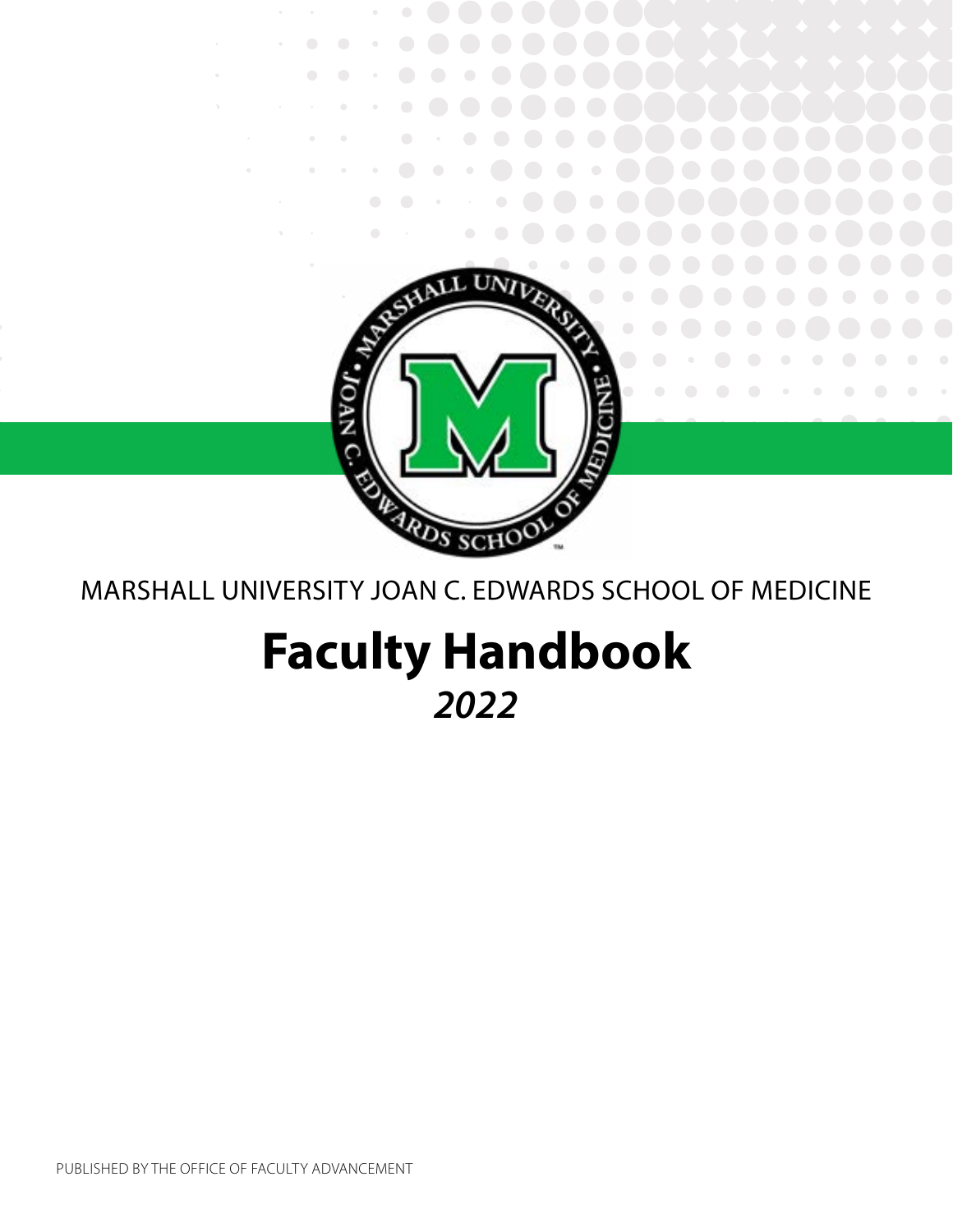MARSHALL UNIVERSITY JOAN C. EDWARDS SCHOOL OF MEDICINE

# Faculty Handbook

***2022***

PUBLISHED BY THE OFFICE OF FACULTY ADVANCEMENT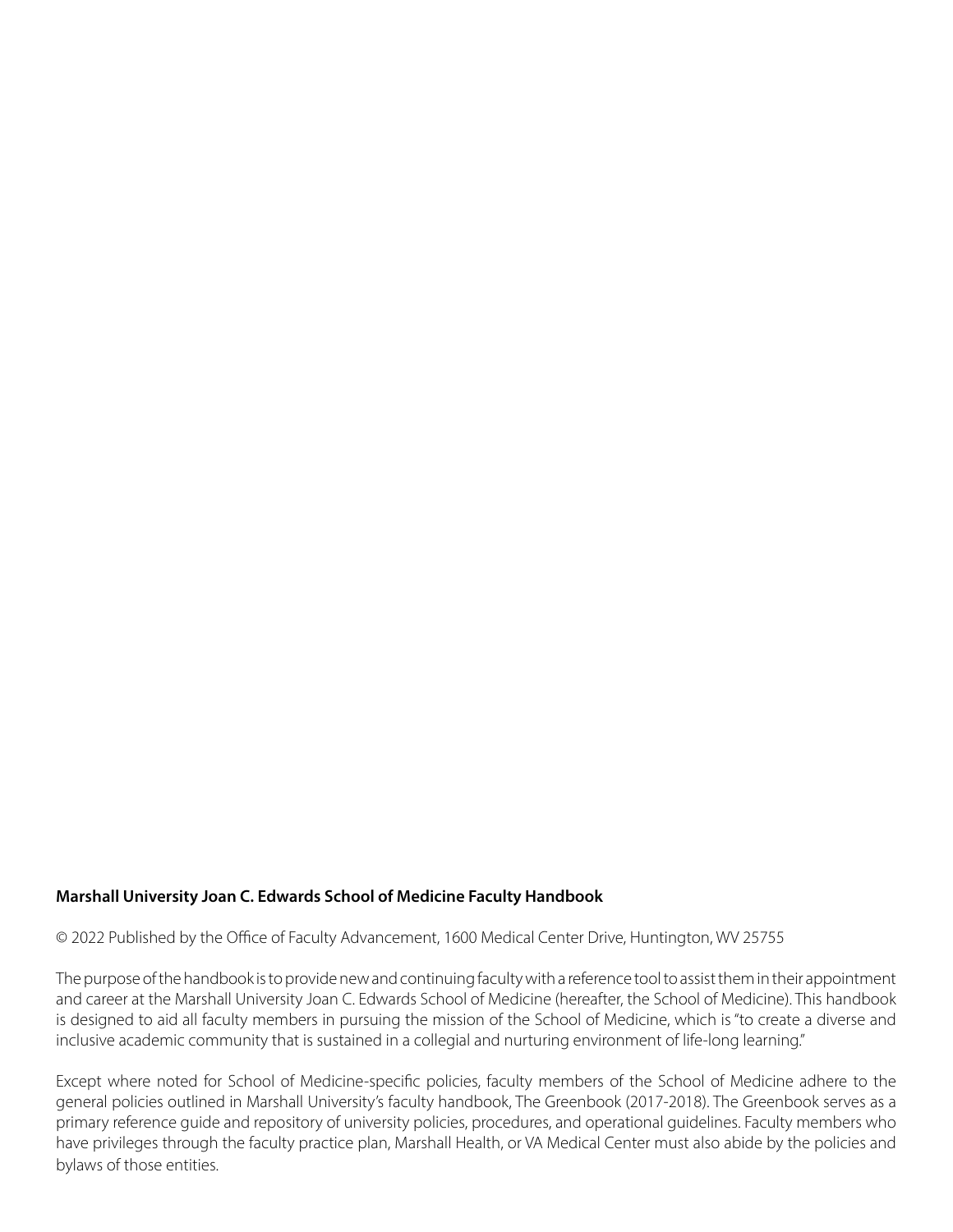**Marshall University Joan C. Edwards School of Medicine Faculty Handbook**

© 2022 Published by the Office of Faculty Advancement, 1600 Medical Center Drive, Huntington, WV 25755

The purpose of the handbook is to provide new and continuing faculty with a reference tool to assist them in their appointment and career at the Marshall University Joan C. Edwards School of Medicine (hereafter, the School of Medicine). This handbook is designed to aid all faculty members in pursuing the mission of the School of Medicine, which is "to create a diverse and inclusive academic community that is sustained in a collegial and nurturing environment of life-long learning."

Except where noted for School of Medicine-specific policies, faculty members of the School of Medicine adhere to the general policies outlined in Marshall University's faculty handbook, The Greenbook (2017-2018). The Greenbook serves as a primary reference guide and repository of university policies, procedures, and operational guidelines. Faculty members who have privileges through the faculty practice plan, Marshall Health, or VA Medical Center must also abide by the policies and bylaws of those entities.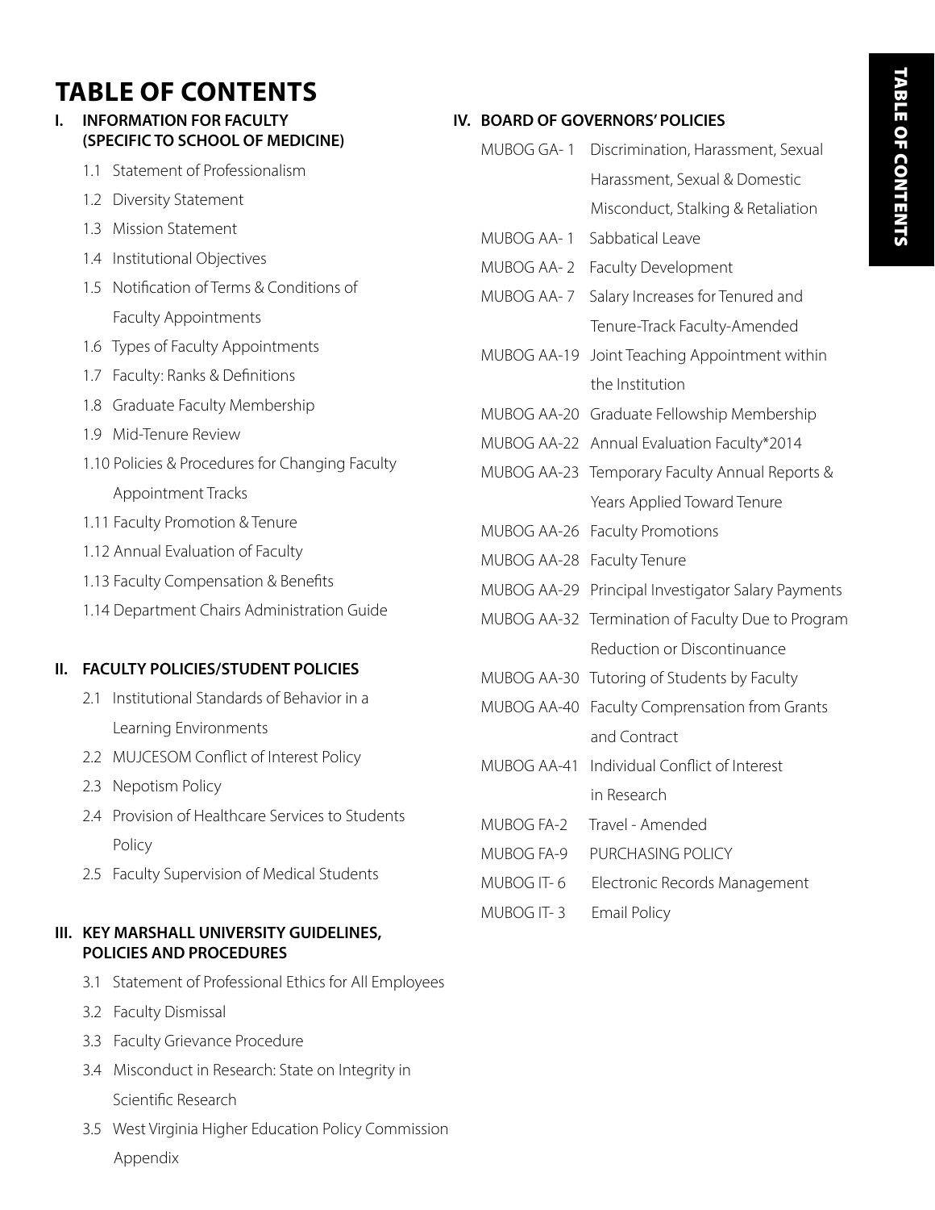# TABLE OF CONTENTS

## I. INFORMATION FOR FACULTY (SPECIFIC TO SCHOOL OF MEDICINE)

- 1.1 Statement of Professionalism
- 1.2 Diversity Statement
- 1.3 Mission Statement
- 1.4 Institutional Objectives
- 1.5 Notification of Terms & Conditions of Faculty Appointments
- 1.6 Types of Faculty Appointments
- 1.7 Faculty: Ranks & Definitions
- 1.8 Graduate Faculty Membership
- 1.9 Mid-Tenure Review
- 1.10 Policies & Procedures for Changing Faculty Appointment Tracks
- 1.11 Faculty Promotion & Tenure
- 1.12 Annual Evaluation of Faculty
- 1.13 Faculty Compensation & Benefits
- 1.14 Department Chairs Administration Guide

## II. FACULTY POLICIES/STUDENT POLICIES

- 2.1 Institutional Standards of Behavior in a Learning Environments
- 2.2 MUJCESOM Conflict of Interest Policy
- 2.3 Nepotism Policy
- 2.4 Provision of Healthcare Services to Students Policy
- 2.5 Faculty Supervision of Medical Students

## III. KEY MARSHALL UNIVERSITY GUIDELINES, POLICIES AND PROCEDURES

- 3.1 Statement of Professional Ethics for All Employees
- 3.2 Faculty Dismissal
- 3.3 Faculty Grievance Procedure
- 3.4 Misconduct in Research: State on Integrity in Scientific Research
- 3.5 West Virginia Higher Education Policy Commission Appendix

## IV. BOARD OF GOVERNORS' POLICIES

- MUBOG GA- 1 Discrimination, Harassment, Sexual Harassment, Sexual & Domestic Misconduct, Stalking & Retaliation
- MUBOG AA- 1 Sabbatical Leave
- MUBOG AA- 2 Faculty Development
- MUBOG AA- 7 Salary Increases for Tenured and Tenure-Track Faculty-Amended
- MUBOG AA-19 Joint Teaching Appointment within the Institution
- MUBOG AA-20 Graduate Fellowship Membership
- MUBOG AA-22 Annual Evaluation Faculty*2014
- MUBOG AA-23 Temporary Faculty Annual Reports & Years Applied Toward Tenure
- MUBOG AA-26 Faculty Promotions
- MUBOG AA-28 Faculty Tenure
- MUBOG AA-29 Principal Investigator Salary Payments
- MUBOG AA-32 Termination of Faculty Due to Program Reduction or Discontinuance
- MUBOG AA-30 Tutoring of Students by Faculty
- MUBOG AA-40 Faculty Comprensation from Grants and Contract
- MUBOG AA-41 Individual Conflict of Interest in Research
- MUBOG FA-2 Travel - Amended
- MUBOG FA-9 PURCHASING POLICY
- MUBOG IT- 6 Electronic Records Management
- MUBOG IT- 3 Email Policy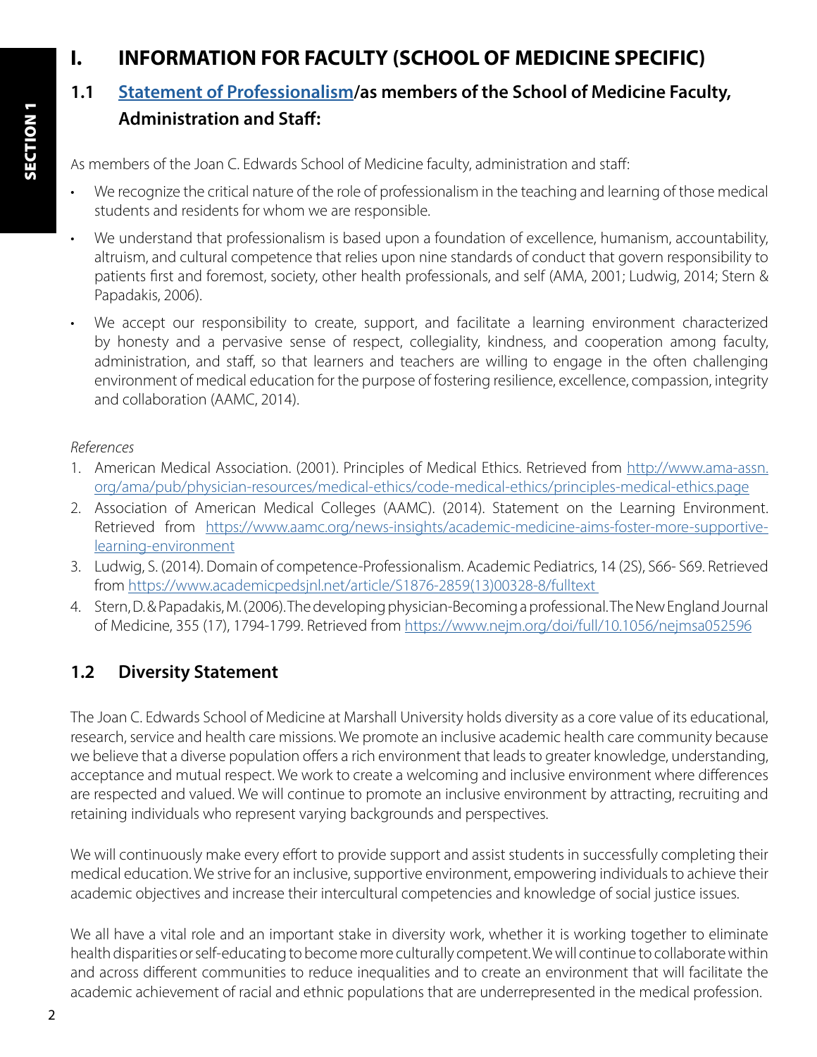# I. INFORMATION FOR FACULTY (SCHOOL OF MEDICINE SPECIFIC)

## 1.1 [Statement of Professionalism](#)/as members of the School of Medicine Faculty, Administration and Staff:

As members of the Joan C. Edwards School of Medicine faculty, administration and staff:

- We recognize the critical nature of the role of professionalism in the teaching and learning of those medical students and residents for whom we are responsible.
- We understand that professionalism is based upon a foundation of excellence, humanism, accountability, altruism, and cultural competence that relies upon nine standards of conduct that govern responsibility to patients first and foremost, society, other health professionals, and self (AMA, 2001; Ludwig, 2014; Stern & Papadakis, 2006).
- We accept our responsibility to create, support, and facilitate a learning environment characterized by honesty and a pervasive sense of respect, collegiality, kindness, and cooperation among faculty, administration, and staff, so that learners and teachers are willing to engage in the often challenging environment of medical education for the purpose of fostering resilience, excellence, compassion, integrity and collaboration (AAMC, 2014).

*References*

1. American Medical Association. (2001). Principles of Medical Ethics. Retrieved from http://www.ama-assn.org/ama/pub/physician-resources/medical-ethics/code-medical-ethics/principles-medical-ethics.page
2. Association of American Medical Colleges (AAMC). (2014). Statement on the Learning Environment. Retrieved from https://www.aamc.org/news-insights/academic-medicine-aims-foster-more-supportive-learning-environment
3. Ludwig, S. (2014). Domain of competence-Professionalism. Academic Pediatrics, 14 (2S), S66- S69. Retrieved from https://www.academicpedsjnl.net/article/S1876-2859(13)00328-8/fulltext
4. Stern, D. & Papadakis, M. (2006). The developing physician-Becoming a professional. The New England Journal of Medicine, 355 (17), 1794-1799. Retrieved from https://www.nejm.org/doi/full/10.1056/nejmsa052596

## 1.2 Diversity Statement

The Joan C. Edwards School of Medicine at Marshall University holds diversity as a core value of its educational, research, service and health care missions. We promote an inclusive academic health care community because we believe that a diverse population offers a rich environment that leads to greater knowledge, understanding, acceptance and mutual respect. We work to create a welcoming and inclusive environment where differences are respected and valued. We will continue to promote an inclusive environment by attracting, recruiting and retaining individuals who represent varying backgrounds and perspectives.

We will continuously make every effort to provide support and assist students in successfully completing their medical education. We strive for an inclusive, supportive environment, empowering individuals to achieve their academic objectives and increase their intercultural competencies and knowledge of social justice issues.

We all have a vital role and an important stake in diversity work, whether it is working together to eliminate health disparities or self-educating to become more culturally competent. We will continue to collaborate within and across different communities to reduce inequalities and to create an environment that will facilitate the academic achievement of racial and ethnic populations that are underrepresented in the medical profession.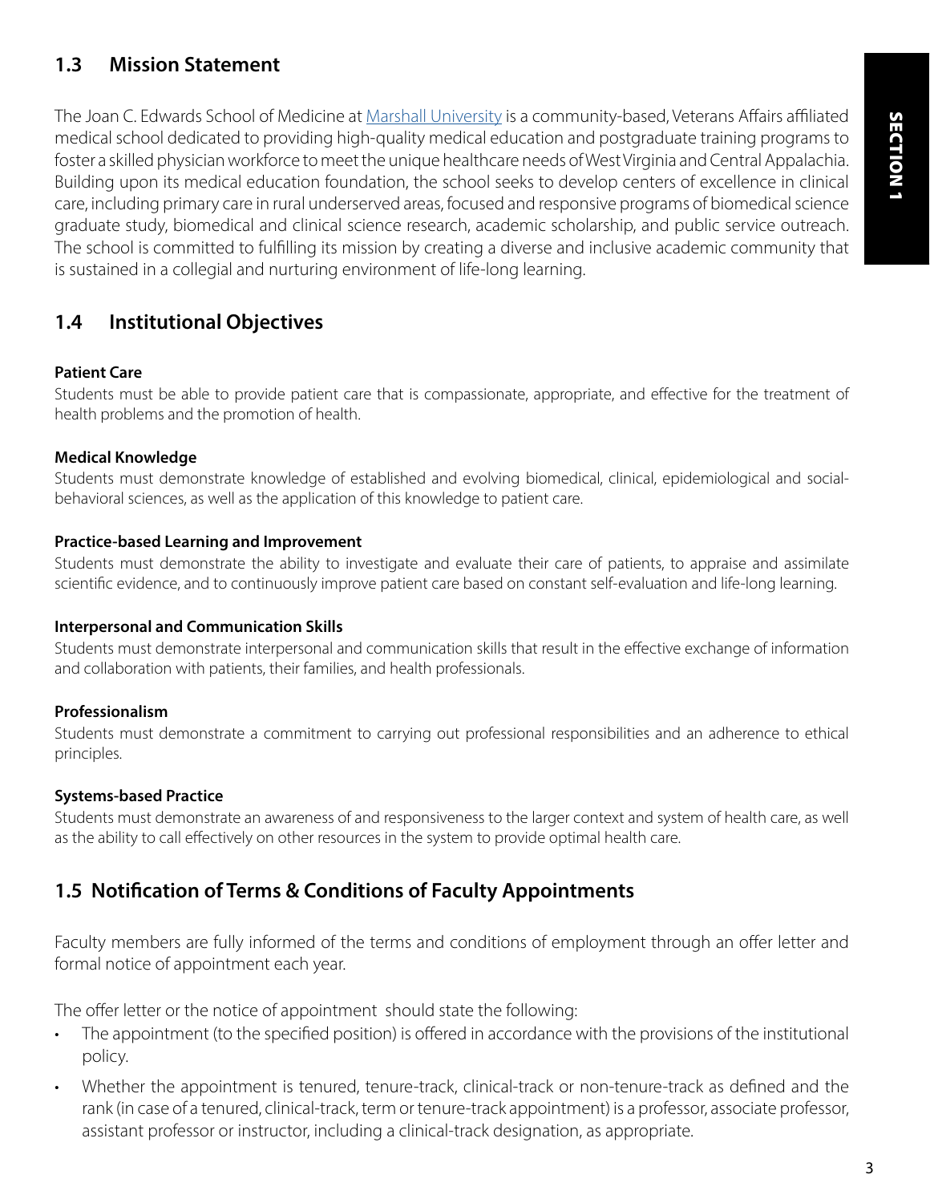## 1.3 Mission Statement

The Joan C. Edwards School of Medicine at Marshall University is a community-based, Veterans Affairs affiliated medical school dedicated to providing high-quality medical education and postgraduate training programs to foster a skilled physician workforce to meet the unique healthcare needs of West Virginia and Central Appalachia. Building upon its medical education foundation, the school seeks to develop centers of excellence in clinical care, including primary care in rural underserved areas, focused and responsive programs of biomedical science graduate study, biomedical and clinical science research, academic scholarship, and public service outreach. The school is committed to fulfilling its mission by creating a diverse and inclusive academic community that is sustained in a collegial and nurturing environment of life-long learning.

## 1.4 Institutional Objectives

**Patient Care**

Students must be able to provide patient care that is compassionate, appropriate, and effective for the treatment of health problems and the promotion of health.

**Medical Knowledge**

Students must demonstrate knowledge of established and evolving biomedical, clinical, epidemiological and social-behavioral sciences, as well as the application of this knowledge to patient care.

**Practice-based Learning and Improvement**

Students must demonstrate the ability to investigate and evaluate their care of patients, to appraise and assimilate scientific evidence, and to continuously improve patient care based on constant self-evaluation and life-long learning.

**Interpersonal and Communication Skills**

Students must demonstrate interpersonal and communication skills that result in the effective exchange of information and collaboration with patients, their families, and health professionals.

**Professionalism**

Students must demonstrate a commitment to carrying out professional responsibilities and an adherence to ethical principles.

**Systems-based Practice**

Students must demonstrate an awareness of and responsiveness to the larger context and system of health care, as well as the ability to call effectively on other resources in the system to provide optimal health care.

## 1.5 Notification of Terms & Conditions of Faculty Appointments

Faculty members are fully informed of the terms and conditions of employment through an offer letter and formal notice of appointment each year.

The offer letter or the notice of appointment should state the following:

- The appointment (to the specified position) is offered in accordance with the provisions of the institutional policy.
- Whether the appointment is tenured, tenure-track, clinical-track or non-tenure-track as defined and the rank (in case of a tenured, clinical-track, term or tenure-track appointment) is a professor, associate professor, assistant professor or instructor, including a clinical-track designation, as appropriate.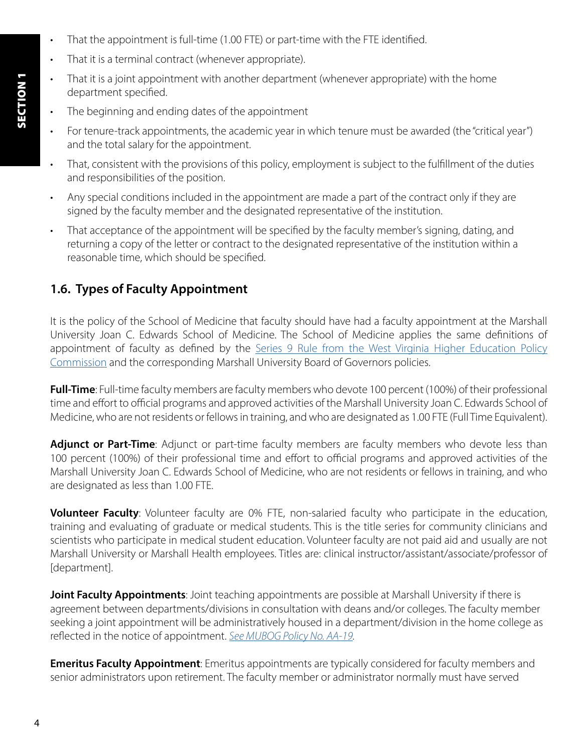- That the appointment is full-time (1.00 FTE) or part-time with the FTE identified.
- That it is a terminal contract (whenever appropriate).
- That it is a joint appointment with another department (whenever appropriate) with the home department specified.
- The beginning and ending dates of the appointment
- For tenure-track appointments, the academic year in which tenure must be awarded (the "critical year") and the total salary for the appointment.
- That, consistent with the provisions of this policy, employment is subject to the fulfillment of the duties and responsibilities of the position.
- Any special conditions included in the appointment are made a part of the contract only if they are signed by the faculty member and the designated representative of the institution.
- That acceptance of the appointment will be specified by the faculty member's signing, dating, and returning a copy of the letter or contract to the designated representative of the institution within a reasonable time, which should be specified.

## 1.6. Types of Faculty Appointment

It is the policy of the School of Medicine that faculty should have had a faculty appointment at the Marshall University Joan C. Edwards School of Medicine. The School of Medicine applies the same definitions of appointment of faculty as defined by the Series 9 Rule from the West Virginia Higher Education Policy Commission and the corresponding Marshall University Board of Governors policies.

**Full-Time**: Full-time faculty members are faculty members who devote 100 percent (100%) of their professional time and effort to official programs and approved activities of the Marshall University Joan C. Edwards School of Medicine, who are not residents or fellows in training, and who are designated as 1.00 FTE (Full Time Equivalent).

**Adjunct or Part-Time**: Adjunct or part-time faculty members are faculty members who devote less than 100 percent (100%) of their professional time and effort to official programs and approved activities of the Marshall University Joan C. Edwards School of Medicine, who are not residents or fellows in training, and who are designated as less than 1.00 FTE.

**Volunteer Faculty**: Volunteer faculty are 0% FTE, non-salaried faculty who participate in the education, training and evaluating of graduate or medical students. This is the title series for community clinicians and scientists who participate in medical student education. Volunteer faculty are not paid aid and usually are not Marshall University or Marshall Health employees. Titles are: clinical instructor/assistant/associate/professor of [department].

**Joint Faculty Appointments**: Joint teaching appointments are possible at Marshall University if there is agreement between departments/divisions in consultation with deans and/or colleges. The faculty member seeking a joint appointment will be administratively housed in a department/division in the home college as reflected in the notice of appointment. *See MUBOG Policy No. AA-19*.

**Emeritus Faculty Appointment**: Emeritus appointments are typically considered for faculty members and senior administrators upon retirement. The faculty member or administrator normally must have served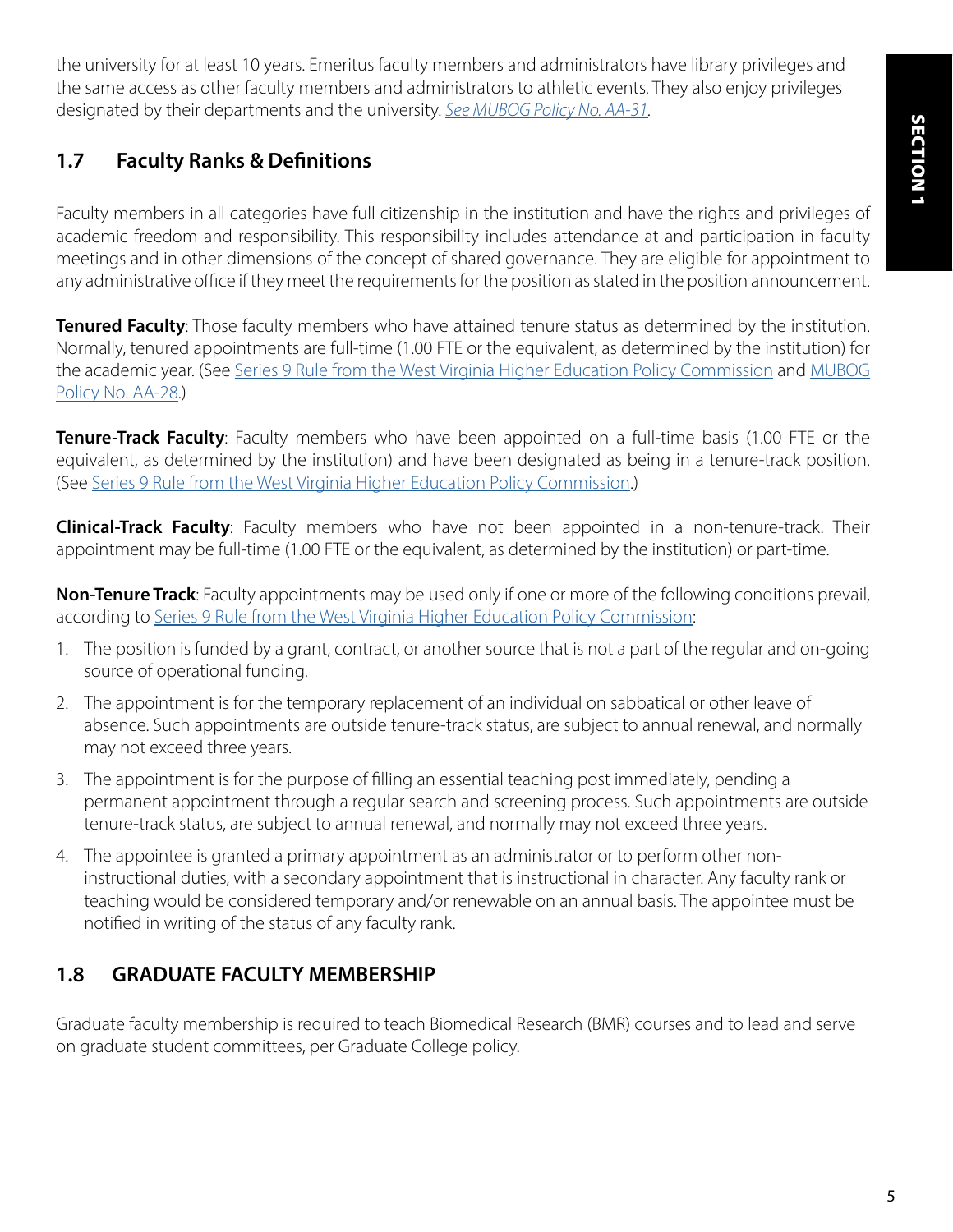the university for at least 10 years. Emeritus faculty members and administrators have library privileges and the same access as other faculty members and administrators to athletic events. They also enjoy privileges designated by their departments and the university. *See MUBOG Policy No. AA-31*.

## 1.7 Faculty Ranks & Definitions

Faculty members in all categories have full citizenship in the institution and have the rights and privileges of academic freedom and responsibility. This responsibility includes attendance at and participation in faculty meetings and in other dimensions of the concept of shared governance. They are eligible for appointment to any administrative office if they meet the requirements for the position as stated in the position announcement.

**Tenured Faculty**: Those faculty members who have attained tenure status as determined by the institution. Normally, tenured appointments are full-time (1.00 FTE or the equivalent, as determined by the institution) for the academic year. (See Series 9 Rule from the West Virginia Higher Education Policy Commission and MUBOG Policy No. AA-28.)

**Tenure-Track Faculty**: Faculty members who have been appointed on a full-time basis (1.00 FTE or the equivalent, as determined by the institution) and have been designated as being in a tenure-track position. (See Series 9 Rule from the West Virginia Higher Education Policy Commission.)

**Clinical-Track Faculty**: Faculty members who have not been appointed in a non-tenure-track. Their appointment may be full-time (1.00 FTE or the equivalent, as determined by the institution) or part-time.

**Non-Tenure Track**: Faculty appointments may be used only if one or more of the following conditions prevail, according to Series 9 Rule from the West Virginia Higher Education Policy Commission:

1. The position is funded by a grant, contract, or another source that is not a part of the regular and on-going source of operational funding.
2. The appointment is for the temporary replacement of an individual on sabbatical or other leave of absence. Such appointments are outside tenure-track status, are subject to annual renewal, and normally may not exceed three years.
3. The appointment is for the purpose of filling an essential teaching post immediately, pending a permanent appointment through a regular search and screening process. Such appointments are outside tenure-track status, are subject to annual renewal, and normally may not exceed three years.
4. The appointee is granted a primary appointment as an administrator or to perform other non-instructional duties, with a secondary appointment that is instructional in character. Any faculty rank or teaching would be considered temporary and/or renewable on an annual basis. The appointee must be notified in writing of the status of any faculty rank.

## 1.8 GRADUATE FACULTY MEMBERSHIP

Graduate faculty membership is required to teach Biomedical Research (BMR) courses and to lead and serve on graduate student committees, per Graduate College policy.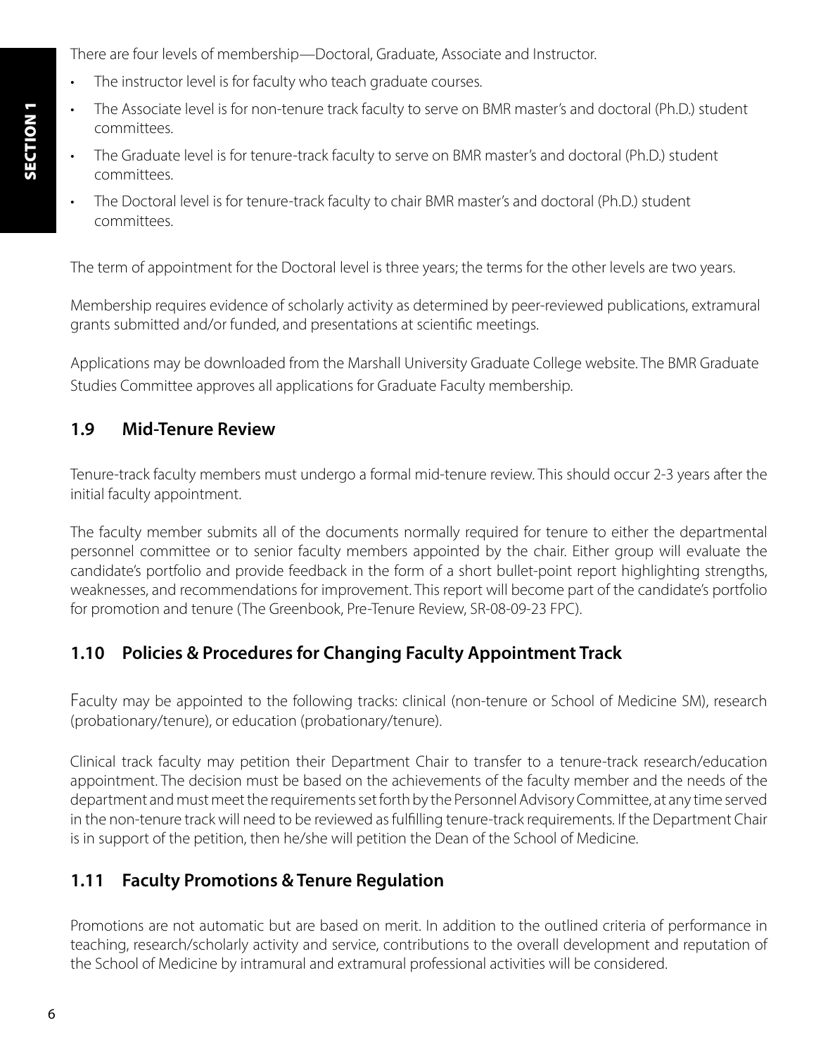There are four levels of membership—Doctoral, Graduate, Associate and Instructor.

- The instructor level is for faculty who teach graduate courses.
- The Associate level is for non-tenure track faculty to serve on BMR master's and doctoral (Ph.D.) student committees.
- The Graduate level is for tenure-track faculty to serve on BMR master's and doctoral (Ph.D.) student committees.
- The Doctoral level is for tenure-track faculty to chair BMR master's and doctoral (Ph.D.) student committees.

The term of appointment for the Doctoral level is three years; the terms for the other levels are two years.

Membership requires evidence of scholarly activity as determined by peer-reviewed publications, extramural grants submitted and/or funded, and presentations at scientific meetings.

Applications may be downloaded from the Marshall University Graduate College website. The BMR Graduate Studies Committee approves all applications for Graduate Faculty membership.

## 1.9 Mid-Tenure Review

Tenure-track faculty members must undergo a formal mid-tenure review. This should occur 2-3 years after the initial faculty appointment.

The faculty member submits all of the documents normally required for tenure to either the departmental personnel committee or to senior faculty members appointed by the chair. Either group will evaluate the candidate's portfolio and provide feedback in the form of a short bullet-point report highlighting strengths, weaknesses, and recommendations for improvement. This report will become part of the candidate's portfolio for promotion and tenure (The Greenbook, Pre-Tenure Review, SR-08-09-23 FPC).

## 1.10 Policies & Procedures for Changing Faculty Appointment Track

Faculty may be appointed to the following tracks: clinical (non-tenure or School of Medicine SM), research (probationary/tenure), or education (probationary/tenure).

Clinical track faculty may petition their Department Chair to transfer to a tenure-track research/education appointment. The decision must be based on the achievements of the faculty member and the needs of the department and must meet the requirements set forth by the Personnel Advisory Committee, at any time served in the non-tenure track will need to be reviewed as fulfilling tenure-track requirements. If the Department Chair is in support of the petition, then he/she will petition the Dean of the School of Medicine.

## 1.11 Faculty Promotions & Tenure Regulation

Promotions are not automatic but are based on merit. In addition to the outlined criteria of performance in teaching, research/scholarly activity and service, contributions to the overall development and reputation of the School of Medicine by intramural and extramural professional activities will be considered.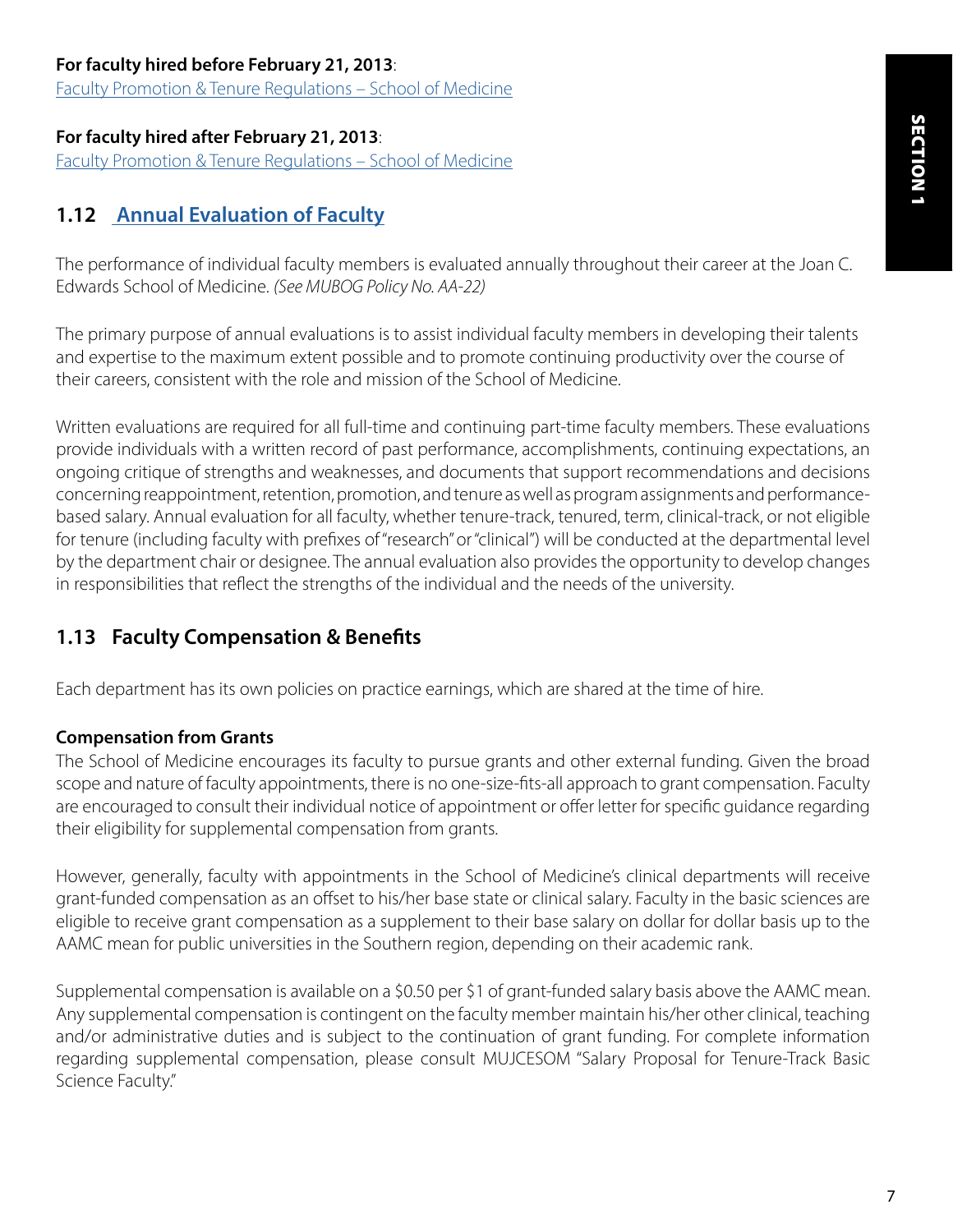**For faculty hired before February 21, 2013**:
Faculty Promotion & Tenure Regulations – School of Medicine

**For faculty hired after February 21, 2013**:
Faculty Promotion & Tenure Regulations – School of Medicine

## 1.12 Annual Evaluation of Faculty

The performance of individual faculty members is evaluated annually throughout their career at the Joan C. Edwards School of Medicine. *(See MUBOG Policy No. AA-22)*

The primary purpose of annual evaluations is to assist individual faculty members in developing their talents and expertise to the maximum extent possible and to promote continuing productivity over the course of their careers, consistent with the role and mission of the School of Medicine.

Written evaluations are required for all full-time and continuing part-time faculty members. These evaluations provide individuals with a written record of past performance, accomplishments, continuing expectations, an ongoing critique of strengths and weaknesses, and documents that support recommendations and decisions concerning reappointment, retention, promotion, and tenure as well as program assignments and performance-based salary. Annual evaluation for all faculty, whether tenure-track, tenured, term, clinical-track, or not eligible for tenure (including faculty with prefixes of "research" or "clinical") will be conducted at the departmental level by the department chair or designee. The annual evaluation also provides the opportunity to develop changes in responsibilities that reflect the strengths of the individual and the needs of the university.

## 1.13 Faculty Compensation & Benefits

Each department has its own policies on practice earnings, which are shared at the time of hire.

**Compensation from Grants**
The School of Medicine encourages its faculty to pursue grants and other external funding. Given the broad scope and nature of faculty appointments, there is no one-size-fits-all approach to grant compensation. Faculty are encouraged to consult their individual notice of appointment or offer letter for specific guidance regarding their eligibility for supplemental compensation from grants.

However, generally, faculty with appointments in the School of Medicine's clinical departments will receive grant-funded compensation as an offset to his/her base state or clinical salary. Faculty in the basic sciences are eligible to receive grant compensation as a supplement to their base salary on dollar for dollar basis up to the AAMC mean for public universities in the Southern region, depending on their academic rank.

Supplemental compensation is available on a $0.50 per $1 of grant-funded salary basis above the AAMC mean. Any supplemental compensation is contingent on the faculty member maintain his/her other clinical, teaching and/or administrative duties and is subject to the continuation of grant funding. For complete information regarding supplemental compensation, please consult MUJCESOM "Salary Proposal for Tenure-Track Basic Science Faculty."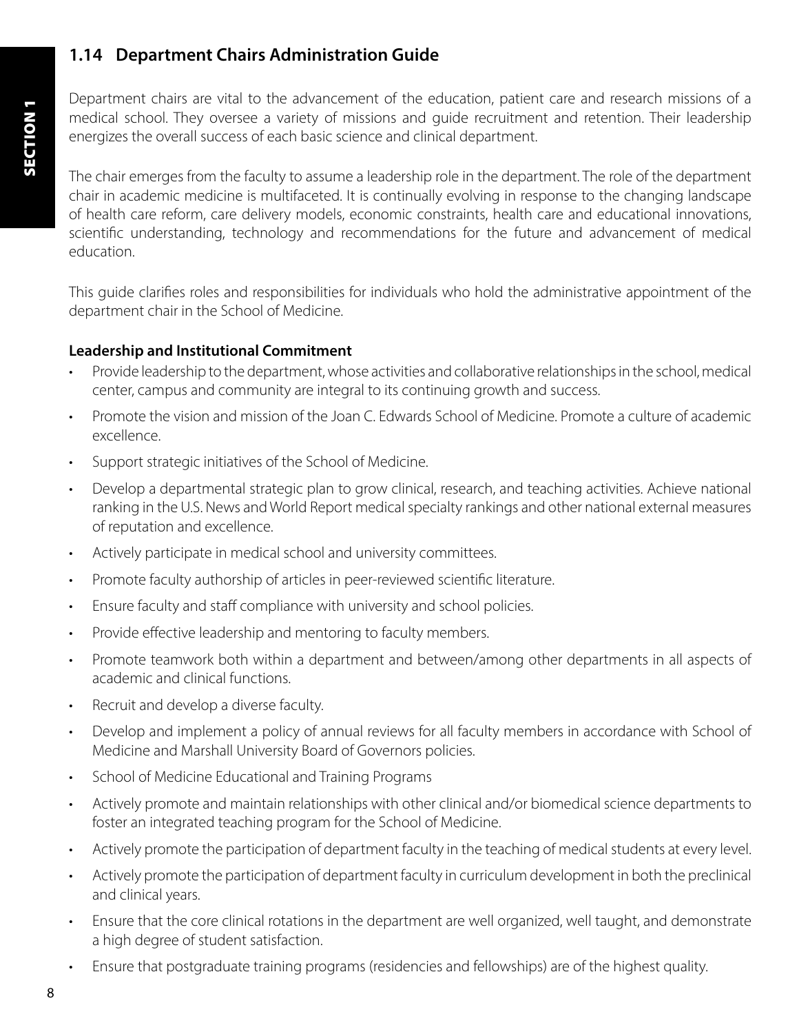## 1.14 Department Chairs Administration Guide

Department chairs are vital to the advancement of the education, patient care and research missions of a medical school. They oversee a variety of missions and guide recruitment and retention. Their leadership energizes the overall success of each basic science and clinical department.

The chair emerges from the faculty to assume a leadership role in the department. The role of the department chair in academic medicine is multifaceted. It is continually evolving in response to the changing landscape of health care reform, care delivery models, economic constraints, health care and educational innovations, scientific understanding, technology and recommendations for the future and advancement of medical education.

This guide clarifies roles and responsibilities for individuals who hold the administrative appointment of the department chair in the School of Medicine.

**Leadership and Institutional Commitment**

- Provide leadership to the department, whose activities and collaborative relationships in the school, medical center, campus and community are integral to its continuing growth and success.
- Promote the vision and mission of the Joan C. Edwards School of Medicine. Promote a culture of academic excellence.
- Support strategic initiatives of the School of Medicine.
- Develop a departmental strategic plan to grow clinical, research, and teaching activities. Achieve national ranking in the U.S. News and World Report medical specialty rankings and other national external measures of reputation and excellence.
- Actively participate in medical school and university committees.
- Promote faculty authorship of articles in peer-reviewed scientific literature.
- Ensure faculty and staff compliance with university and school policies.
- Provide effective leadership and mentoring to faculty members.
- Promote teamwork both within a department and between/among other departments in all aspects of academic and clinical functions.
- Recruit and develop a diverse faculty.
- Develop and implement a policy of annual reviews for all faculty members in accordance with School of Medicine and Marshall University Board of Governors policies.
- School of Medicine Educational and Training Programs
- Actively promote and maintain relationships with other clinical and/or biomedical science departments to foster an integrated teaching program for the School of Medicine.
- Actively promote the participation of department faculty in the teaching of medical students at every level.
- Actively promote the participation of department faculty in curriculum development in both the preclinical and clinical years.
- Ensure that the core clinical rotations in the department are well organized, well taught, and demonstrate a high degree of student satisfaction.
- Ensure that postgraduate training programs (residencies and fellowships) are of the highest quality.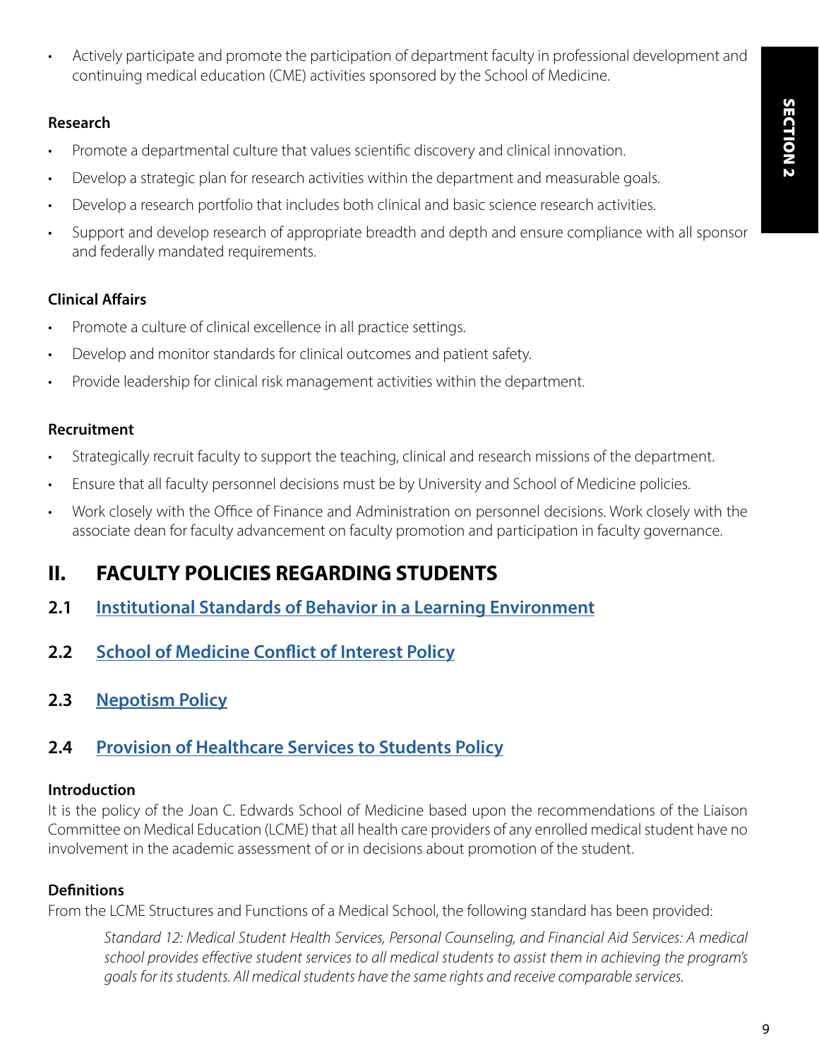- Actively participate and promote the participation of department faculty in professional development and continuing medical education (CME) activities sponsored by the School of Medicine.

**Research**

- Promote a departmental culture that values scientific discovery and clinical innovation.
- Develop a strategic plan for research activities within the department and measurable goals.
- Develop a research portfolio that includes both clinical and basic science research activities.
- Support and develop research of appropriate breadth and depth and ensure compliance with all sponsor and federally mandated requirements.

**Clinical Affairs**

- Promote a culture of clinical excellence in all practice settings.
- Develop and monitor standards for clinical outcomes and patient safety.
- Provide leadership for clinical risk management activities within the department.

**Recruitment**

- Strategically recruit faculty to support the teaching, clinical and research missions of the department.
- Ensure that all faculty personnel decisions must be by University and School of Medicine policies.
- Work closely with the Office of Finance and Administration on personnel decisions. Work closely with the associate dean for faculty advancement on faculty promotion and participation in faculty governance.

# II. FACULTY POLICIES REGARDING STUDENTS

## 2.1 Institutional Standards of Behavior in a Learning Environment

## 2.2 School of Medicine Conflict of Interest Policy

## 2.3 Nepotism Policy

## 2.4 Provision of Healthcare Services to Students Policy

**Introduction**

It is the policy of the Joan C. Edwards School of Medicine based upon the recommendations of the Liaison Committee on Medical Education (LCME) that all health care providers of any enrolled medical student have no involvement in the academic assessment of or in decisions about promotion of the student.

**Definitions**

From the LCME Structures and Functions of a Medical School, the following standard has been provided:

> *Standard 12: Medical Student Health Services, Personal Counseling, and Financial Aid Services: A medical school provides effective student services to all medical students to assist them in achieving the program's goals for its students. All medical students have the same rights and receive comparable services.*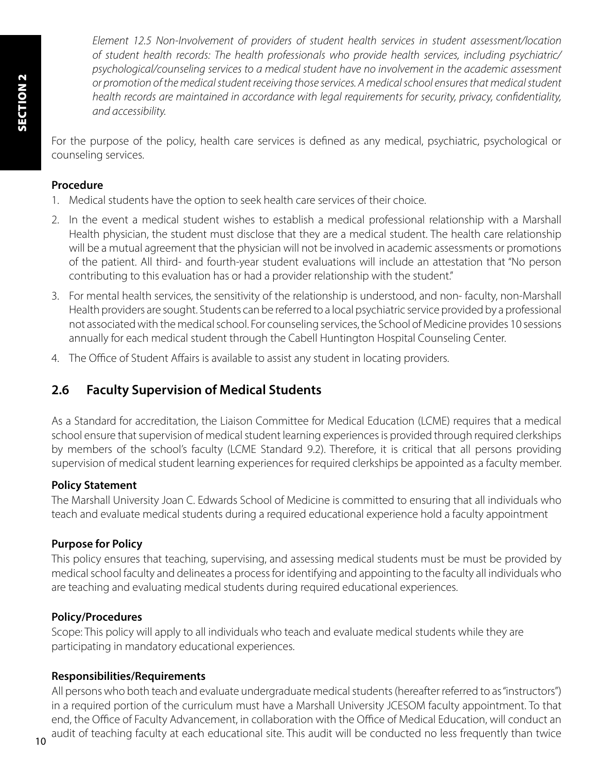*Element 12.5 Non-Involvement of providers of student health services in student assessment/location of student health records: The health professionals who provide health services, including psychiatric/ psychological/counseling services to a medical student have no involvement in the academic assessment or promotion of the medical student receiving those services. A medical school ensures that medical student health records are maintained in accordance with legal requirements for security, privacy, confidentiality, and accessibility.*

For the purpose of the policy, health care services is defined as any medical, psychiatric, psychological or counseling services.

**Procedure**

1. Medical students have the option to seek health care services of their choice.
2. In the event a medical student wishes to establish a medical professional relationship with a Marshall Health physician, the student must disclose that they are a medical student. The health care relationship will be a mutual agreement that the physician will not be involved in academic assessments or promotions of the patient. All third- and fourth-year student evaluations will include an attestation that "No person contributing to this evaluation has or had a provider relationship with the student."
3. For mental health services, the sensitivity of the relationship is understood, and non- faculty, non-Marshall Health providers are sought. Students can be referred to a local psychiatric service provided by a professional not associated with the medical school. For counseling services, the School of Medicine provides 10 sessions annually for each medical student through the Cabell Huntington Hospital Counseling Center.
4. The Office of Student Affairs is available to assist any student in locating providers.

## 2.6 Faculty Supervision of Medical Students

As a Standard for accreditation, the Liaison Committee for Medical Education (LCME) requires that a medical school ensure that supervision of medical student learning experiences is provided through required clerkships by members of the school's faculty (LCME Standard 9.2). Therefore, it is critical that all persons providing supervision of medical student learning experiences for required clerkships be appointed as a faculty member.

**Policy Statement**

The Marshall University Joan C. Edwards School of Medicine is committed to ensuring that all individuals who teach and evaluate medical students during a required educational experience hold a faculty appointment

**Purpose for Policy**

This policy ensures that teaching, supervising, and assessing medical students must be must be provided by medical school faculty and delineates a process for identifying and appointing to the faculty all individuals who are teaching and evaluating medical students during required educational experiences.

**Policy/Procedures**

Scope: This policy will apply to all individuals who teach and evaluate medical students while they are participating in mandatory educational experiences.

**Responsibilities/Requirements**

All persons who both teach and evaluate undergraduate medical students (hereafter referred to as "instructors") in a required portion of the curriculum must have a Marshall University JCESOM faculty appointment. To that end, the Office of Faculty Advancement, in collaboration with the Office of Medical Education, will conduct an audit of teaching faculty at each educational site. This audit will be conducted no less frequently than twice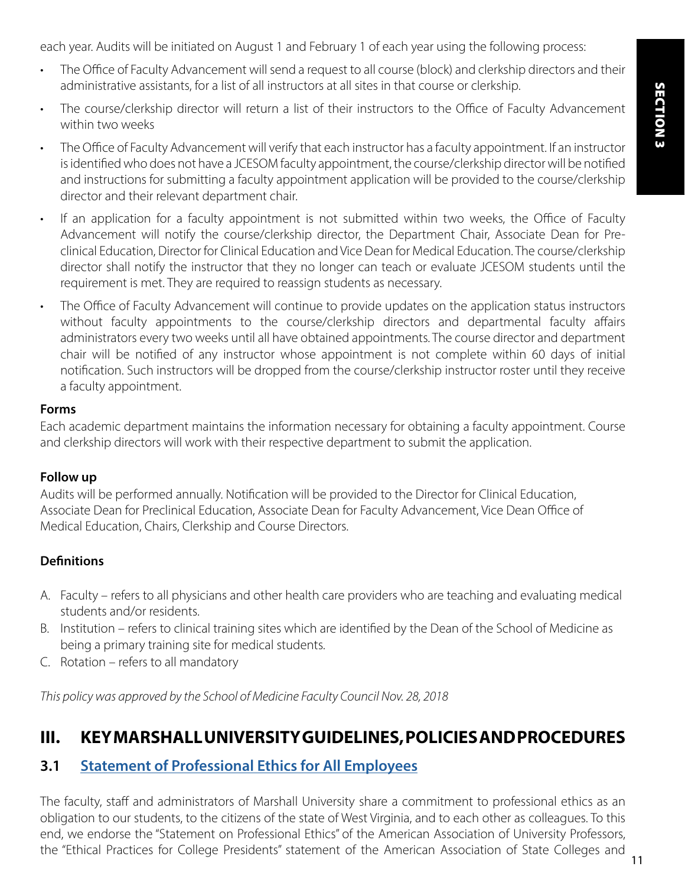each year. Audits will be initiated on August 1 and February 1 of each year using the following process:

- The Office of Faculty Advancement will send a request to all course (block) and clerkship directors and their administrative assistants, for a list of all instructors at all sites in that course or clerkship.
- The course/clerkship director will return a list of their instructors to the Office of Faculty Advancement within two weeks
- The Office of Faculty Advancement will verify that each instructor has a faculty appointment. If an instructor is identified who does not have a JCESOM faculty appointment, the course/clerkship director will be notified and instructions for submitting a faculty appointment application will be provided to the course/clerkship director and their relevant department chair.
- If an application for a faculty appointment is not submitted within two weeks, the Office of Faculty Advancement will notify the course/clerkship director, the Department Chair, Associate Dean for Pre-clinical Education, Director for Clinical Education and Vice Dean for Medical Education. The course/clerkship director shall notify the instructor that they no longer can teach or evaluate JCESOM students until the requirement is met. They are required to reassign students as necessary.
- The Office of Faculty Advancement will continue to provide updates on the application status instructors without faculty appointments to the course/clerkship directors and departmental faculty affairs administrators every two weeks until all have obtained appointments. The course director and department chair will be notified of any instructor whose appointment is not complete within 60 days of initial notification. Such instructors will be dropped from the course/clerkship instructor roster until they receive a faculty appointment.

**Forms**

Each academic department maintains the information necessary for obtaining a faculty appointment. Course and clerkship directors will work with their respective department to submit the application.

**Follow up**

Audits will be performed annually. Notification will be provided to the Director for Clinical Education, Associate Dean for Preclinical Education, Associate Dean for Faculty Advancement, Vice Dean Office of Medical Education, Chairs, Clerkship and Course Directors.

**Definitions**

A. Faculty – refers to all physicians and other health care providers who are teaching and evaluating medical students and/or residents.
B. Institution – refers to clinical training sites which are identified by the Dean of the School of Medicine as being a primary training site for medical students.
C. Rotation – refers to all mandatory

*This policy was approved by the School of Medicine Faculty Council Nov. 28, 2018*

# III. KEY MARSHALL UNIVERSITY GUIDELINES, POLICIES AND PROCEDURES

## 3.1 Statement of Professional Ethics for All Employees

The faculty, staff and administrators of Marshall University share a commitment to professional ethics as an obligation to our students, to the citizens of the state of West Virginia, and to each other as colleagues. To this end, we endorse the "Statement on Professional Ethics" of the American Association of University Professors, the "Ethical Practices for College Presidents" statement of the American Association of State Colleges and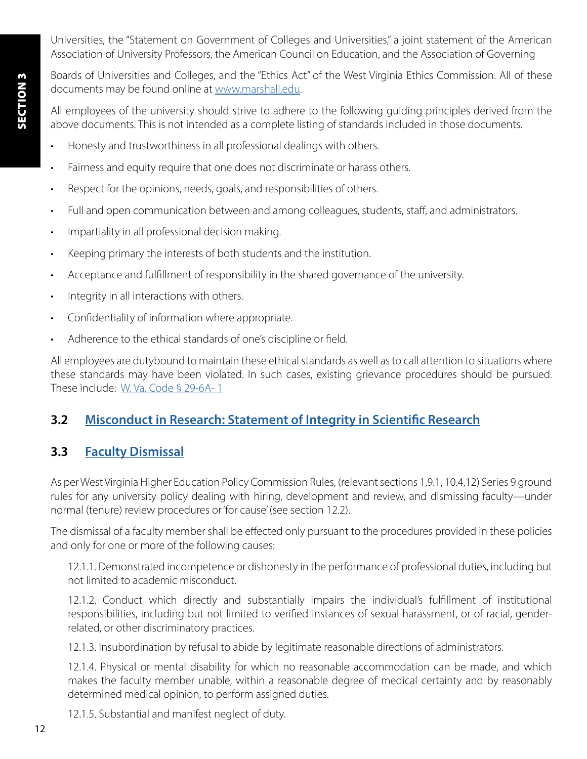Universities, the "Statement on Government of Colleges and Universities," a joint statement of the American Association of University Professors, the American Council on Education, and the Association of Governing

Boards of Universities and Colleges, and the "Ethics Act" of the West Virginia Ethics Commission. All of these documents may be found online at [www.marshall.edu](www.marshall.edu).

All employees of the university should strive to adhere to the following guiding principles derived from the above documents. This is not intended as a complete listing of standards included in those documents.

- Honesty and trustworthiness in all professional dealings with others.
- Fairness and equity require that one does not discriminate or harass others.
- Respect for the opinions, needs, goals, and responsibilities of others.
- Full and open communication between and among colleagues, students, staff, and administrators.
- Impartiality in all professional decision making.
- Keeping primary the interests of both students and the institution.
- Acceptance and fulfillment of responsibility in the shared governance of the university.
- Integrity in all interactions with others.
- Confidentiality of information where appropriate.
- Adherence to the ethical standards of one's discipline or field.

All employees are dutybound to maintain these ethical standards as well as to call attention to situations where these standards may have been violated. In such cases, existing grievance procedures should be pursued. These include: W. Va. Code § 29-6A- 1

## 3.2 Misconduct in Research: Statement of Integrity in Scientific Research

## 3.3 Faculty Dismissal

As per West Virginia Higher Education Policy Commission Rules, (relevant sections 1,9.1, 10.4,12) Series 9 ground rules for any university policy dealing with hiring, development and review, and dismissing faculty—under normal (tenure) review procedures or 'for cause' (see section 12.2).

The dismissal of a faculty member shall be effected only pursuant to the procedures provided in these policies and only for one or more of the following causes:

12.1.1. Demonstrated incompetence or dishonesty in the performance of professional duties, including but not limited to academic misconduct.

12.1.2. Conduct which directly and substantially impairs the individual's fulfillment of institutional responsibilities, including but not limited to verified instances of sexual harassment, or of racial, gender-related, or other discriminatory practices.

12.1.3. Insubordination by refusal to abide by legitimate reasonable directions of administrators.

12.1.4. Physical or mental disability for which no reasonable accommodation can be made, and which makes the faculty member unable, within a reasonable degree of medical certainty and by reasonably determined medical opinion, to perform assigned duties.

12.1.5. Substantial and manifest neglect of duty.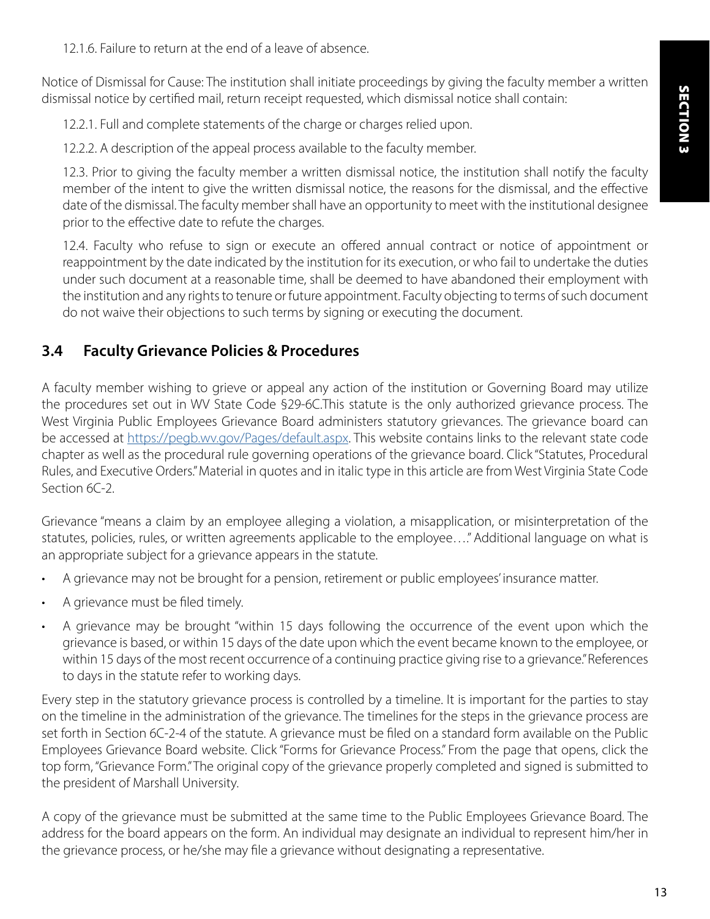12.1.6. Failure to return at the end of a leave of absence.

Notice of Dismissal for Cause: The institution shall initiate proceedings by giving the faculty member a written dismissal notice by certified mail, return receipt requested, which dismissal notice shall contain:

12.2.1. Full and complete statements of the charge or charges relied upon.

12.2.2. A description of the appeal process available to the faculty member.

12.3. Prior to giving the faculty member a written dismissal notice, the institution shall notify the faculty member of the intent to give the written dismissal notice, the reasons for the dismissal, and the effective date of the dismissal. The faculty member shall have an opportunity to meet with the institutional designee prior to the effective date to refute the charges.

12.4. Faculty who refuse to sign or execute an offered annual contract or notice of appointment or reappointment by the date indicated by the institution for its execution, or who fail to undertake the duties under such document at a reasonable time, shall be deemed to have abandoned their employment with the institution and any rights to tenure or future appointment. Faculty objecting to terms of such document do not waive their objections to such terms by signing or executing the document.

## 3.4 Faculty Grievance Policies & Procedures

A faculty member wishing to grieve or appeal any action of the institution or Governing Board may utilize the procedures set out in WV State Code §29-6C.This statute is the only authorized grievance process. The West Virginia Public Employees Grievance Board administers statutory grievances. The grievance board can be accessed at [https://pegb.wv.gov/Pages/default.aspx](https://pegb.wv.gov/Pages/default.aspx). This website contains links to the relevant state code chapter as well as the procedural rule governing operations of the grievance board. Click "Statutes, Procedural Rules, and Executive Orders." Material in quotes and in italic type in this article are from West Virginia State Code Section 6C-2.

Grievance "means a claim by an employee alleging a violation, a misapplication, or misinterpretation of the statutes, policies, rules, or written agreements applicable to the employee…." Additional language on what is an appropriate subject for a grievance appears in the statute.

- A grievance may not be brought for a pension, retirement or public employees' insurance matter.
- A grievance must be filed timely.
- A grievance may be brought "within 15 days following the occurrence of the event upon which the grievance is based, or within 15 days of the date upon which the event became known to the employee, or within 15 days of the most recent occurrence of a continuing practice giving rise to a grievance." References to days in the statute refer to working days.

Every step in the statutory grievance process is controlled by a timeline. It is important for the parties to stay on the timeline in the administration of the grievance. The timelines for the steps in the grievance process are set forth in Section 6C-2-4 of the statute. A grievance must be filed on a standard form available on the Public Employees Grievance Board website. Click "Forms for Grievance Process." From the page that opens, click the top form, "Grievance Form." The original copy of the grievance properly completed and signed is submitted to the president of Marshall University.

A copy of the grievance must be submitted at the same time to the Public Employees Grievance Board. The address for the board appears on the form. An individual may designate an individual to represent him/her in the grievance process, or he/she may file a grievance without designating a representative.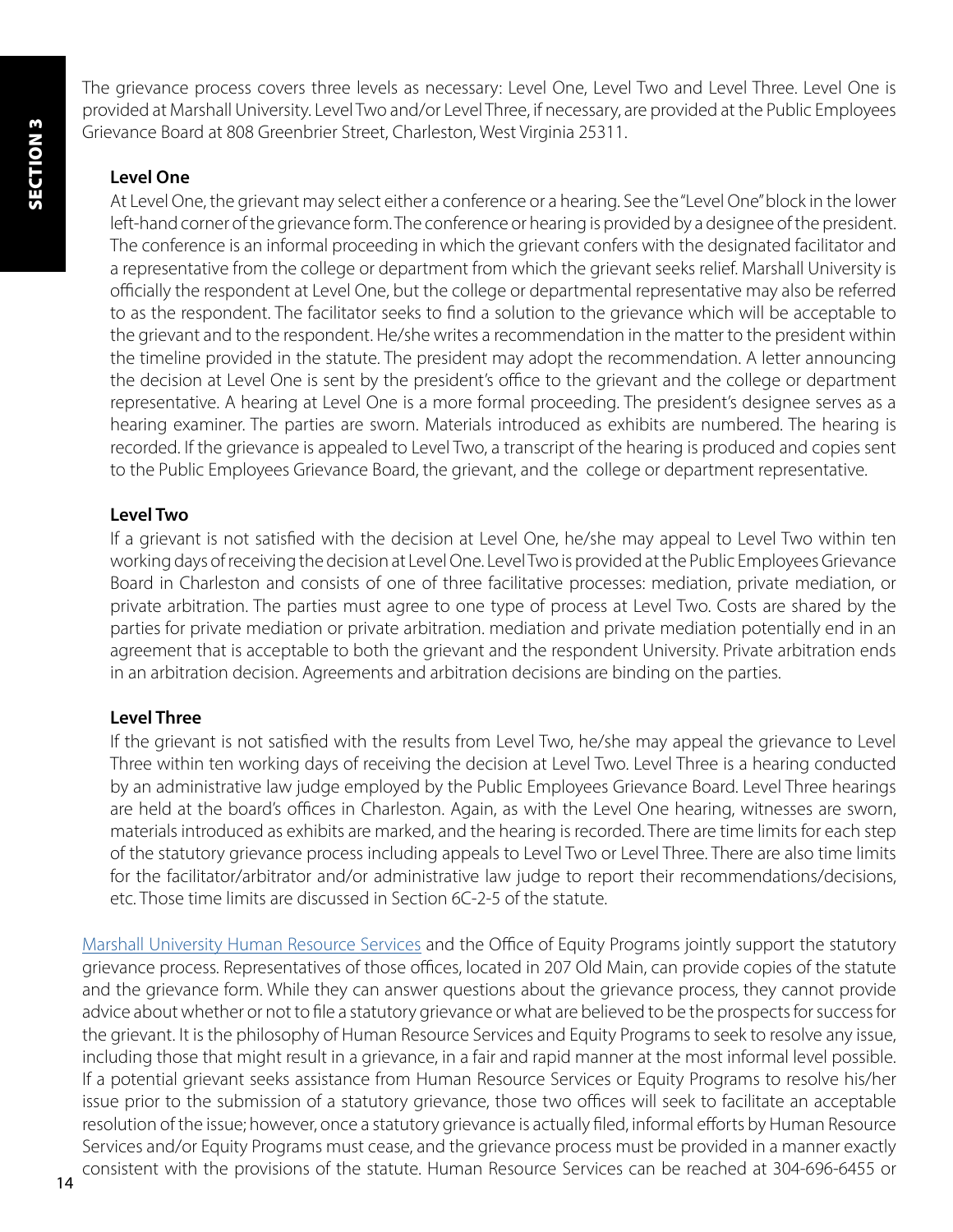The grievance process covers three levels as necessary: Level One, Level Two and Level Three. Level One is provided at Marshall University. Level Two and/or Level Three, if necessary, are provided at the Public Employees Grievance Board at 808 Greenbrier Street, Charleston, West Virginia 25311.

**Level One**

At Level One, the grievant may select either a conference or a hearing. See the "Level One" block in the lower left-hand corner of the grievance form. The conference or hearing is provided by a designee of the president. The conference is an informal proceeding in which the grievant confers with the designated facilitator and a representative from the college or department from which the grievant seeks relief. Marshall University is officially the respondent at Level One, but the college or departmental representative may also be referred to as the respondent. The facilitator seeks to find a solution to the grievance which will be acceptable to the grievant and to the respondent. He/she writes a recommendation in the matter to the president within the timeline provided in the statute. The president may adopt the recommendation. A letter announcing the decision at Level One is sent by the president's office to the grievant and the college or department representative. A hearing at Level One is a more formal proceeding. The president's designee serves as a hearing examiner. The parties are sworn. Materials introduced as exhibits are numbered. The hearing is recorded. If the grievance is appealed to Level Two, a transcript of the hearing is produced and copies sent to the Public Employees Grievance Board, the grievant, and the college or department representative.

**Level Two**

If a grievant is not satisfied with the decision at Level One, he/she may appeal to Level Two within ten working days of receiving the decision at Level One. Level Two is provided at the Public Employees Grievance Board in Charleston and consists of one of three facilitative processes: mediation, private mediation, or private arbitration. The parties must agree to one type of process at Level Two. Costs are shared by the parties for private mediation or private arbitration. mediation and private mediation potentially end in an agreement that is acceptable to both the grievant and the respondent University. Private arbitration ends in an arbitration decision. Agreements and arbitration decisions are binding on the parties.

**Level Three**

If the grievant is not satisfied with the results from Level Two, he/she may appeal the grievance to Level Three within ten working days of receiving the decision at Level Two. Level Three is a hearing conducted by an administrative law judge employed by the Public Employees Grievance Board. Level Three hearings are held at the board's offices in Charleston. Again, as with the Level One hearing, witnesses are sworn, materials introduced as exhibits are marked, and the hearing is recorded. There are time limits for each step of the statutory grievance process including appeals to Level Two or Level Three. There are also time limits for the facilitator/arbitrator and/or administrative law judge to report their recommendations/decisions, etc. Those time limits are discussed in Section 6C-2-5 of the statute.

Marshall University Human Resource Services and the Office of Equity Programs jointly support the statutory grievance process. Representatives of those offices, located in 207 Old Main, can provide copies of the statute and the grievance form. While they can answer questions about the grievance process, they cannot provide advice about whether or not to file a statutory grievance or what are believed to be the prospects for success for the grievant. It is the philosophy of Human Resource Services and Equity Programs to seek to resolve any issue, including those that might result in a grievance, in a fair and rapid manner at the most informal level possible. If a potential grievant seeks assistance from Human Resource Services or Equity Programs to resolve his/her issue prior to the submission of a statutory grievance, those two offices will seek to facilitate an acceptable resolution of the issue; however, once a statutory grievance is actually filed, informal efforts by Human Resource Services and/or Equity Programs must cease, and the grievance process must be provided in a manner exactly consistent with the provisions of the statute. Human Resource Services can be reached at 304-696-6455 or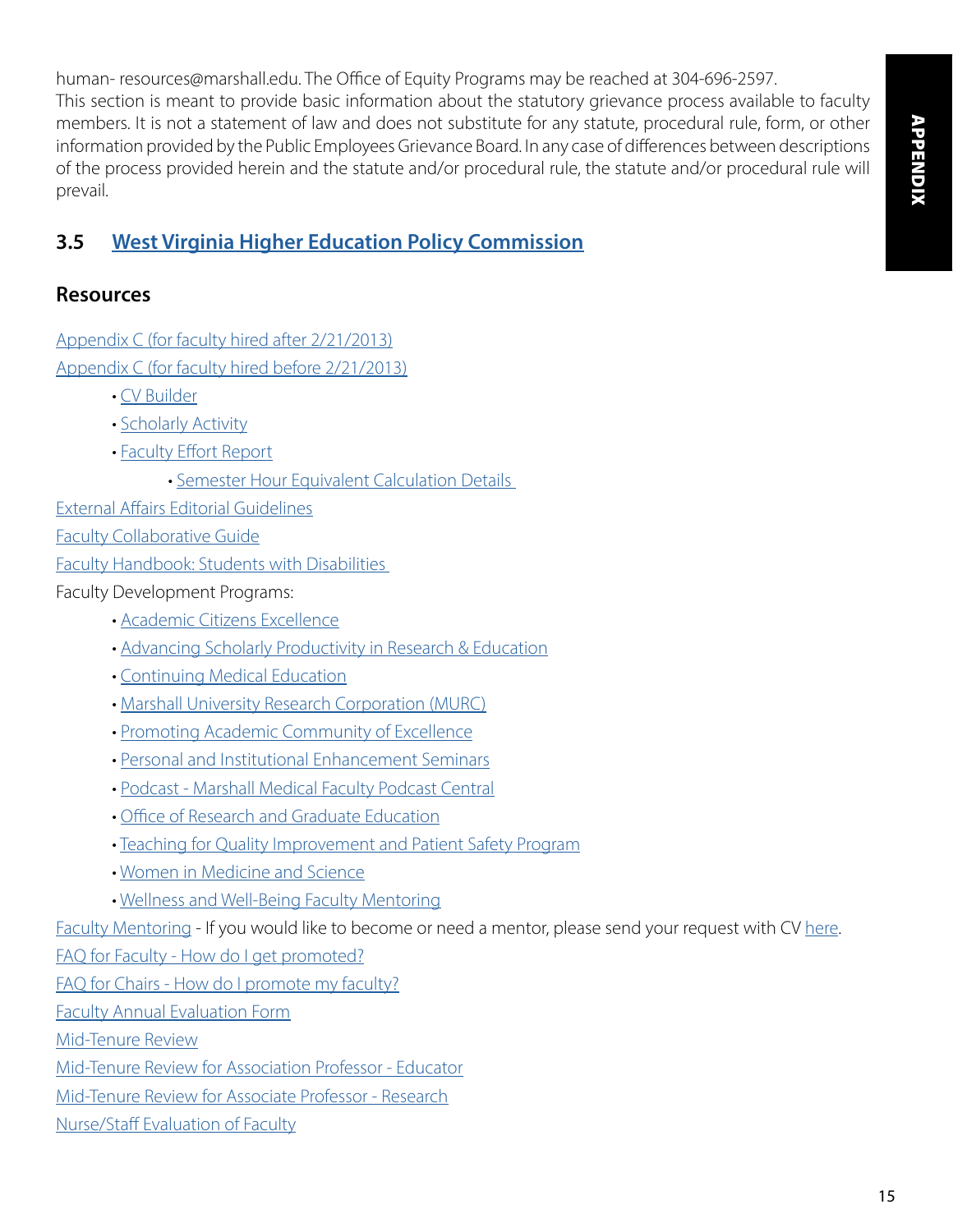human- resources@marshall.edu. The Office of Equity Programs may be reached at 304-696-2597.

This section is meant to provide basic information about the statutory grievance process available to faculty members. It is not a statement of law and does not substitute for any statute, procedural rule, form, or other information provided by the Public Employees Grievance Board. In any case of differences between descriptions of the process provided herein and the statute and/or procedural rule, the statute and/or procedural rule will prevail.

## 3.5 West Virginia Higher Education Policy Commission

## Resources

Appendix C (for faculty hired after 2/21/2013)

Appendix C (for faculty hired before 2/21/2013)

- CV Builder
- Scholarly Activity
- Faculty Effort Report
  - Semester Hour Equivalent Calculation Details

External Affairs Editorial Guidelines

Faculty Collaborative Guide

Faculty Handbook: Students with Disabilities

Faculty Development Programs:

- Academic Citizens Excellence
- Advancing Scholarly Productivity in Research & Education
- Continuing Medical Education
- Marshall University Research Corporation (MURC)
- Promoting Academic Community of Excellence
- Personal and Institutional Enhancement Seminars
- Podcast - Marshall Medical Faculty Podcast Central
- Office of Research and Graduate Education
- Teaching for Quality Improvement and Patient Safety Program
- Women in Medicine and Science
- Wellness and Well-Being Faculty Mentoring

Faculty Mentoring - If you would like to become or need a mentor, please send your request with CV here.

FAQ for Faculty - How do I get promoted?

FAQ for Chairs - How do I promote my faculty?

Faculty Annual Evaluation Form

Mid-Tenure Review

Mid-Tenure Review for Association Professor - Educator

Mid-Tenure Review for Associate Professor - Research

Nurse/Staff Evaluation of Faculty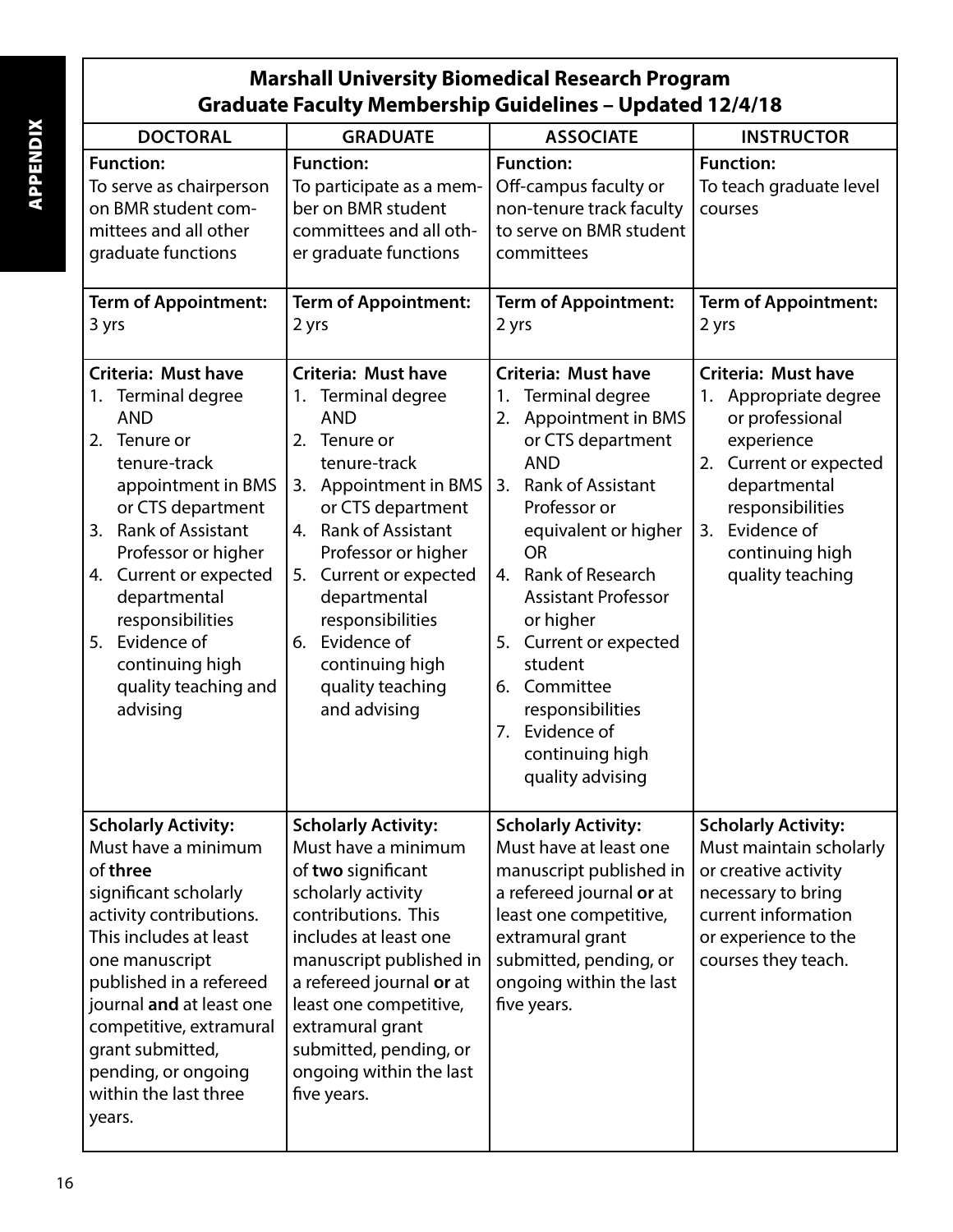## Marshall University Biomedical Research Program
## Graduate Faculty Membership Guidelines – Updated 12/4/18

| DOCTORAL | GRADUATE | ASSOCIATE | INSTRUCTOR |
|---|---|---|---|
| **Function:**<br>To serve as chairperson on BMR student committees and all other graduate functions | **Function:**<br>To participate as a member on BMR student committees and all other graduate functions | **Function:**<br>Off-campus faculty or non-tenure track faculty to serve on BMR student committees | **Function:**<br>To teach graduate level courses |
| **Term of Appointment:**<br>3 yrs | **Term of Appointment:**<br>2 yrs | **Term of Appointment:**<br>2 yrs | **Term of Appointment:**<br>2 yrs |
| **Criteria: Must have**<br>1. Terminal degree AND<br>2. Tenure or tenure-track appointment in BMS or CTS department<br>3. Rank of Assistant Professor or higher<br>4. Current or expected departmental responsibilities<br>5. Evidence of continuing high quality teaching and advising | **Criteria: Must have**<br>1. Terminal degree AND<br>2. Tenure or tenure-track<br>3. Appointment in BMS or CTS department<br>4. Rank of Assistant Professor or higher<br>5. Current or expected departmental responsibilities<br>6. Evidence of continuing high quality teaching and advising | **Criteria: Must have**<br>1. Terminal degree<br>2. Appointment in BMS or CTS department AND<br>3. Rank of Assistant Professor or equivalent or higher OR<br>4. Rank of Research Assistant Professor or higher<br>5. Current or expected student<br>6. Committee responsibilities<br>7. Evidence of continuing high quality advising | **Criteria: Must have**<br>1. Appropriate degree or professional experience<br>2. Current or expected departmental responsibilities<br>3. Evidence of continuing high quality teaching |
| **Scholarly Activity:**<br>Must have a minimum of **three** significant scholarly activity contributions. This includes at least one manuscript published in a refereed journal **and** at least one competitive, extramural grant submitted, pending, or ongoing within the last three years. | **Scholarly Activity:**<br>Must have a minimum of **two** significant scholarly activity contributions. This includes at least one manuscript published in a refereed journal **or** at least one competitive, extramural grant submitted, pending, or ongoing within the last five years. | **Scholarly Activity:**<br>Must have at least one manuscript published in a refereed journal **or** at least one competitive, extramural grant submitted, pending, or ongoing within the last five years. | **Scholarly Activity:**<br>Must maintain scholarly or creative activity necessary to bring current information or experience to the courses they teach. |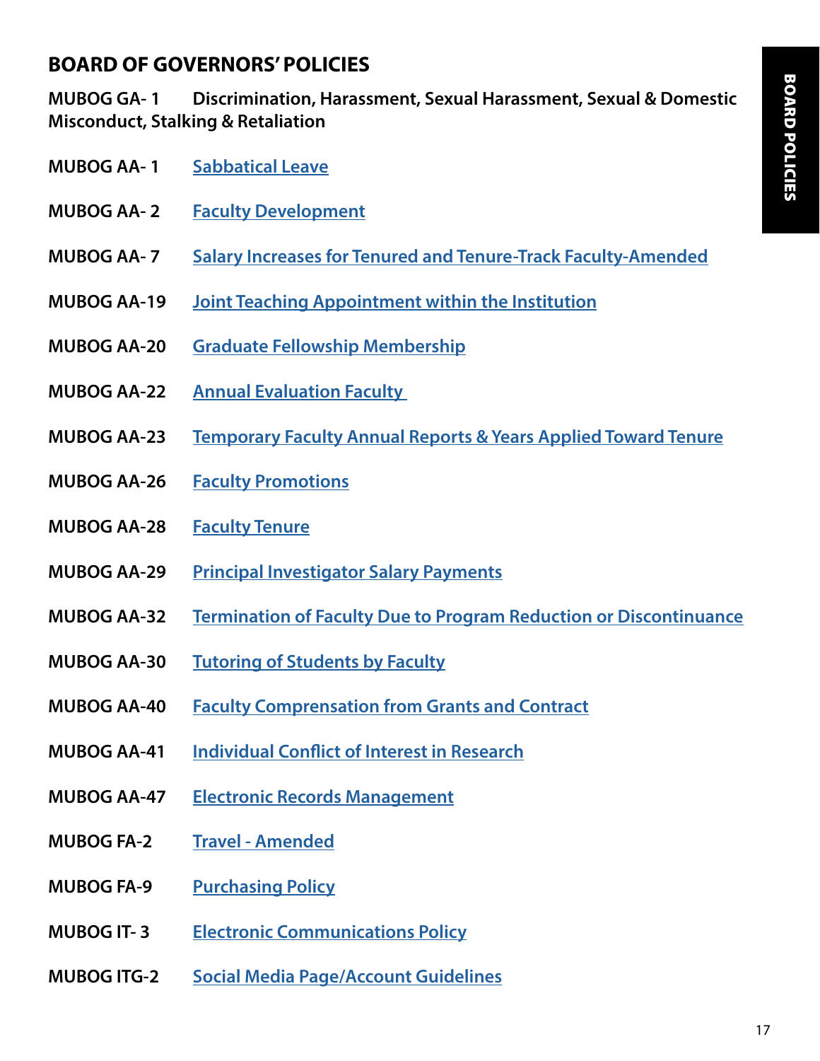## BOARD OF GOVERNORS' POLICIES

**MUBOG GA- 1 Discrimination, Harassment, Sexual Harassment, Sexual & Domestic Misconduct, Stalking & Retaliation**

**MUBOG AA- 1** Sabbatical Leave

**MUBOG AA- 2** Faculty Development

**MUBOG AA- 7** Salary Increases for Tenured and Tenure-Track Faculty-Amended

**MUBOG AA-19** Joint Teaching Appointment within the Institution

**MUBOG AA-20** Graduate Fellowship Membership

**MUBOG AA-22** Annual Evaluation Faculty

**MUBOG AA-23** Temporary Faculty Annual Reports & Years Applied Toward Tenure

**MUBOG AA-26** Faculty Promotions

**MUBOG AA-28** Faculty Tenure

**MUBOG AA-29** Principal Investigator Salary Payments

**MUBOG AA-32** Termination of Faculty Due to Program Reduction or Discontinuance

**MUBOG AA-30** Tutoring of Students by Faculty

**MUBOG AA-40** Faculty Comprensation from Grants and Contract

**MUBOG AA-41** Individual Conflict of Interest in Research

**MUBOG AA-47** Electronic Records Management

**MUBOG FA-2** Travel - Amended

**MUBOG FA-9** Purchasing Policy

**MUBOG IT- 3** Electronic Communications Policy

**MUBOG ITG-2** Social Media Page/Account Guidelines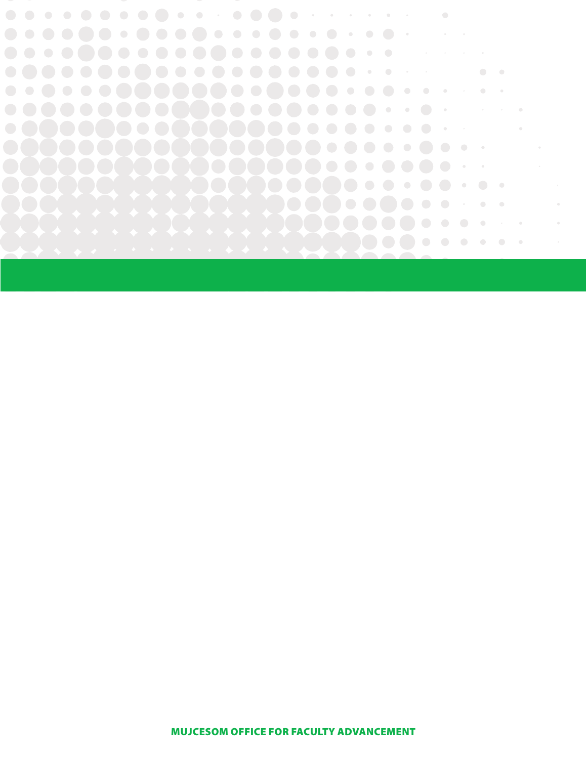**MUJCESOM OFFICE FOR FACULTY ADVANCEMENT**